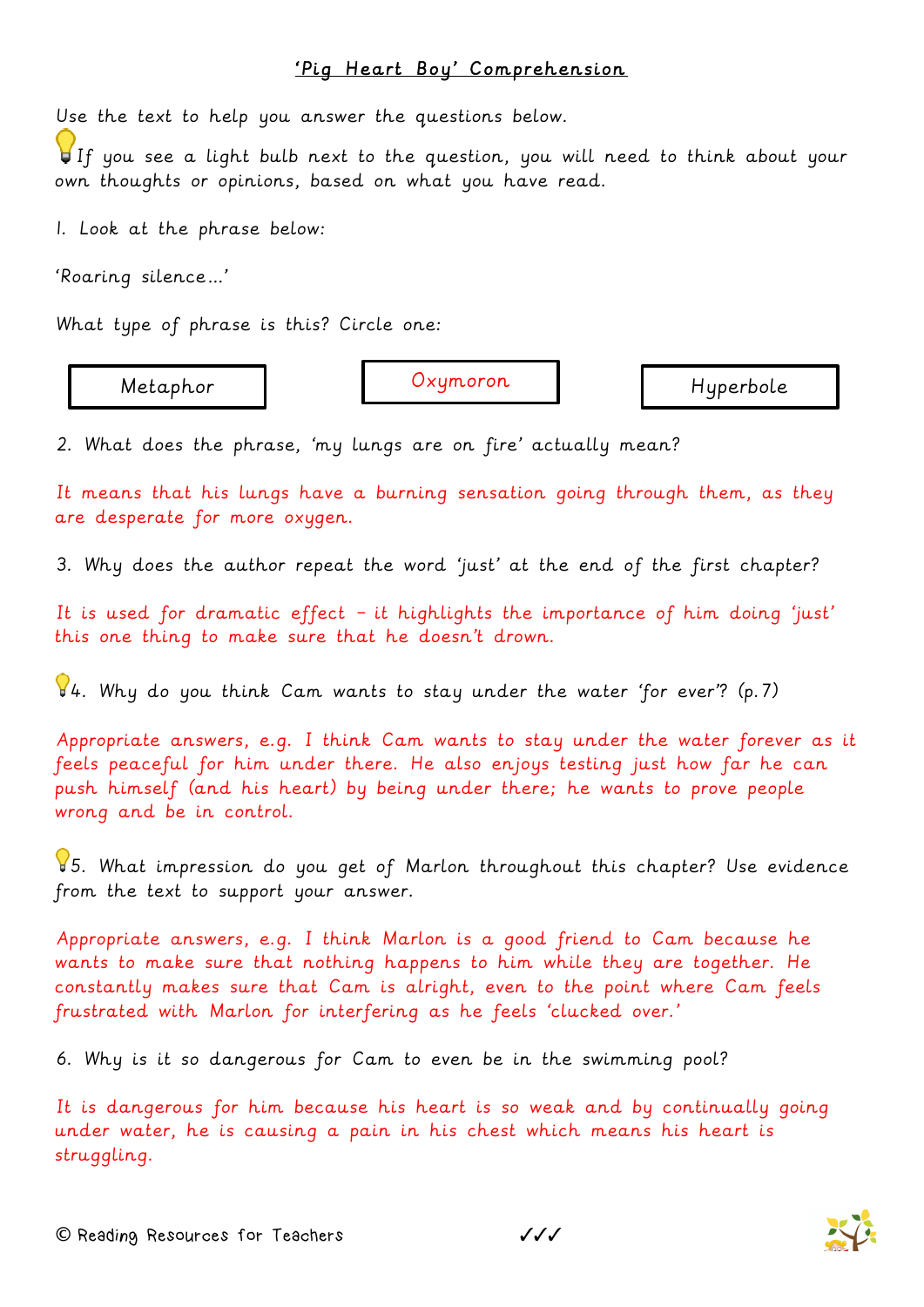# 'Pig Heart Boy' Comprehension

Use the text to help you answer the questions below.

💡 If you see a light bulb next to the question, you will need to think about your own thoughts or opinions, based on what you have read.

1. Look at the phrase below:

'Roaring silence…'

What type of phrase is this? Circle one:

| Metaphor | Oxymoron | Hyperbole |
|---|---|---|

2. What does the phrase, 'my lungs are on fire' actually mean?

It means that his lungs have a burning sensation going through them, as they are desperate for more oxygen.

3. Why does the author repeat the word 'just' at the end of the first chapter?

It is used for dramatic effect – it highlights the importance of him doing 'just' this one thing to make sure that he doesn't drown.

💡 4. Why do you think Cam wants to stay under the water 'for ever'? (p.7)

Appropriate answers, e.g. I think Cam wants to stay under the water forever as it feels peaceful for him under there. He also enjoys testing just how far he can push himself (and his heart) by being under there; he wants to prove people wrong and be in control.

💡 5. What impression do you get of Marlon throughout this chapter? Use evidence from the text to support your answer.

Appropriate answers, e.g. I think Marlon is a good friend to Cam because he wants to make sure that nothing happens to him while they are together. He constantly makes sure that Cam is alright, even to the point where Cam feels frustrated with Marlon for interfering as he feels 'clucked over.'

6. Why is it so dangerous for Cam to even be in the swimming pool?

It is dangerous for him because his heart is so weak and by continually going under water, he is causing a pain in his chest which means his heart is struggling.

© Reading Resources for Teachers

✓✓✓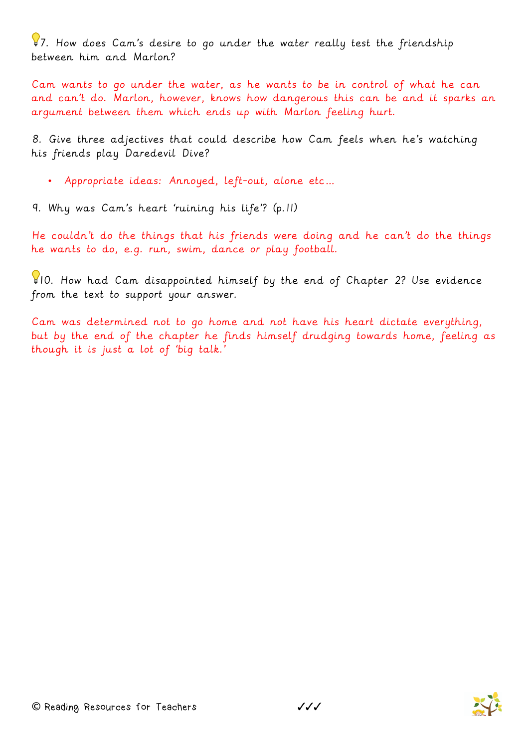7. How does Cam's desire to go under the water really test the friendship between him and Marlon?

Cam wants to go under the water, as he wants to be in control of what he can and can't do. Marlon, however, knows how dangerous this can be and it sparks an argument between them which ends up with Marlon feeling hurt.

8. Give three adjectives that could describe how Cam feels when he's watching his friends play Daredevil Dive?

- Appropriate ideas: Annoyed, left-out, alone etc…

9. Why was Cam's heart 'ruining his life'? (p.11)

He couldn't do the things that his friends were doing and he can't do the things he wants to do, e.g. run, swim, dance or play football.

10. How had Cam disappointed himself by the end of Chapter 2? Use evidence from the text to support your answer.

Cam was determined not to go home and not have his heart dictate everything, but by the end of the chapter he finds himself drudging towards home, feeling as though it is just a lot of 'big talk.'